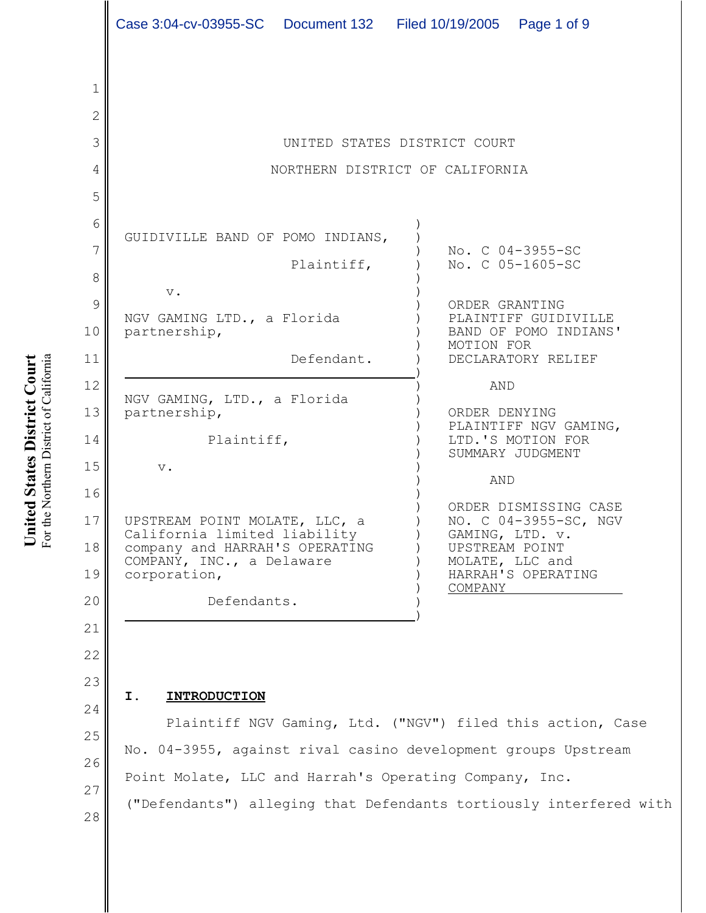UNITED STATES DISTRICT COURT

NORTHERN DISTRICT OF CALIFORNIA

GUIDIVILLE BAND OF POMO INDIANS,

Plaintiff,

v.

NGV GAMING LTD., a Florida partnership,

Defendant.

---

NGV GAMING, LTD., a Florida partnership,

Plaintiff,

v.

UPSTREAM POINT MOLATE, LLC, a California limited liability company and HARRAH'S OPERATING COMPANY, INC., a Delaware corporation,

Defendants.

---

No. C 04-3955-SC
No. C 05-1605-SC

ORDER GRANTING PLAINTIFF GUIDIVILLE BAND OF POMO INDIANS' MOTION FOR DECLARATORY RELIEF

AND

ORDER DENYING PLAINTIFF NGV GAMING, LTD.'S MOTION FOR SUMMARY JUDGMENT

AND

ORDER DISMISSING CASE NO. C 04-3955-SC, NGV GAMING, LTD. v. UPSTREAM POINT MOLATE, LLC and HARRAH'S OPERATING COMPANY

## I. INTRODUCTION

Plaintiff NGV Gaming, Ltd. ("NGV") filed this action, Case No. 04-3955, against rival casino development groups Upstream Point Molate, LLC and Harrah's Operating Company, Inc. ("Defendants") alleging that Defendants tortiously interfered with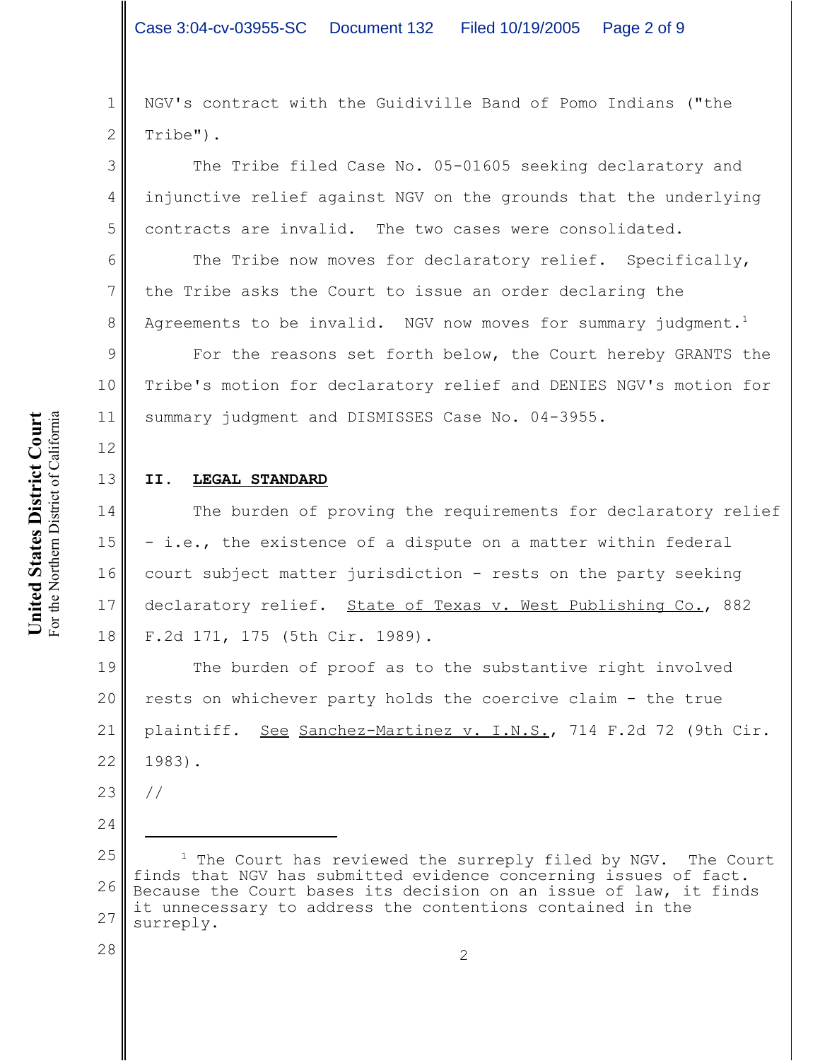NGV's contract with the Guidiville Band of Pomo Indians ("the Tribe").

The Tribe filed Case No. 05-01605 seeking declaratory and injunctive relief against NGV on the grounds that the underlying contracts are invalid. The two cases were consolidated.

The Tribe now moves for declaratory relief. Specifically, the Tribe asks the Court to issue an order declaring the Agreements to be invalid. NGV now moves for summary judgment.[1]

For the reasons set forth below, the Court hereby GRANTS the Tribe's motion for declaratory relief and DENIES NGV's motion for summary judgment and DISMISSES Case No. 04-3955.

## II. LEGAL STANDARD

The burden of proving the requirements for declaratory relief - i.e., the existence of a dispute on a matter within federal court subject matter jurisdiction - rests on the party seeking declaratory relief. State of Texas v. West Publishing Co., 882 F.2d 171, 175 (5th Cir. 1989).

The burden of proof as to the substantive right involved rests on whichever party holds the coercive claim - the true plaintiff. See Sanchez-Martinez v. I.N.S., 714 F.2d 72 (9th Cir. 1983).

//

---

[1] The Court has reviewed the surreply filed by NGV. The Court finds that NGV has submitted evidence concerning issues of fact. Because the Court bases its decision on an issue of law, it finds it unnecessary to address the contentions contained in the surreply.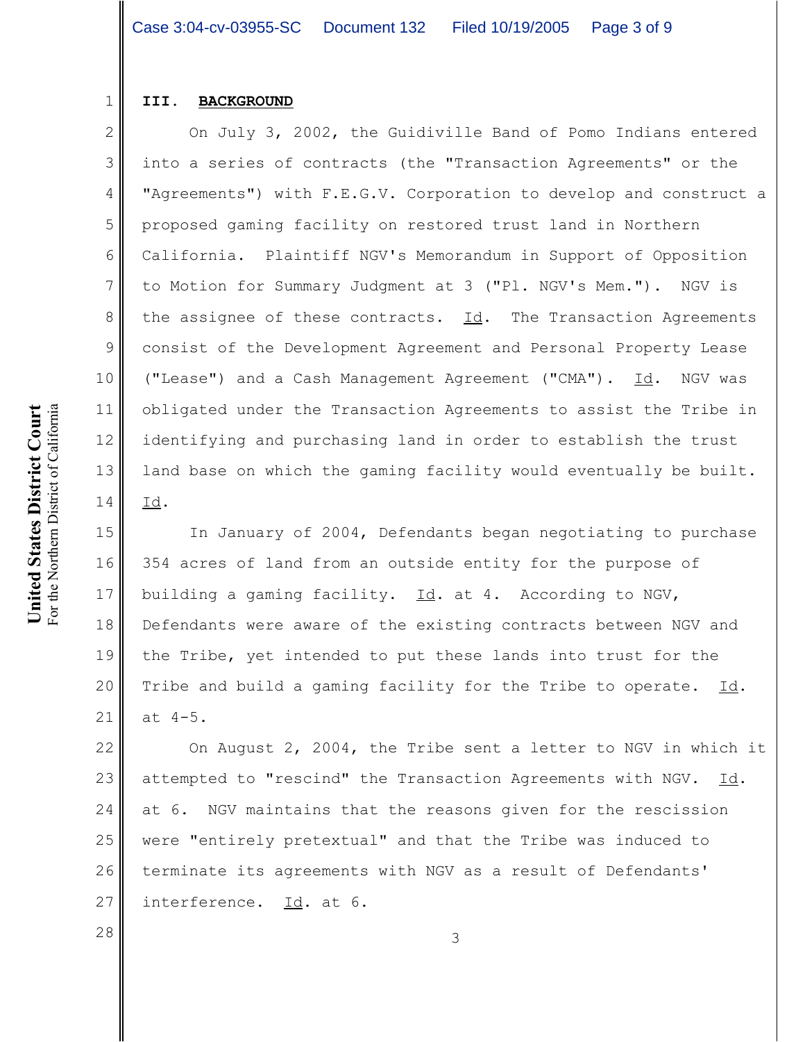## III. BACKGROUND

On July 3, 2002, the Guidiville Band of Pomo Indians entered into a series of contracts (the "Transaction Agreements" or the "Agreements") with F.E.G.V. Corporation to develop and construct a proposed gaming facility on restored trust land in Northern California. Plaintiff NGV's Memorandum in Support of Opposition to Motion for Summary Judgment at 3 ("Pl. NGV's Mem."). NGV is the assignee of these contracts. Id. The Transaction Agreements consist of the Development Agreement and Personal Property Lease ("Lease") and a Cash Management Agreement ("CMA"). Id. NGV was obligated under the Transaction Agreements to assist the Tribe in identifying and purchasing land in order to establish the trust land base on which the gaming facility would eventually be built. Id.

In January of 2004, Defendants began negotiating to purchase 354 acres of land from an outside entity for the purpose of building a gaming facility. Id. at 4. According to NGV, Defendants were aware of the existing contracts between NGV and the Tribe, yet intended to put these lands into trust for the Tribe and build a gaming facility for the Tribe to operate. Id. at 4-5.

On August 2, 2004, the Tribe sent a letter to NGV in which it attempted to "rescind" the Transaction Agreements with NGV. Id. at 6. NGV maintains that the reasons given for the rescission were "entirely pretextual" and that the Tribe was induced to terminate its agreements with NGV as a result of Defendants' interference. Id. at 6.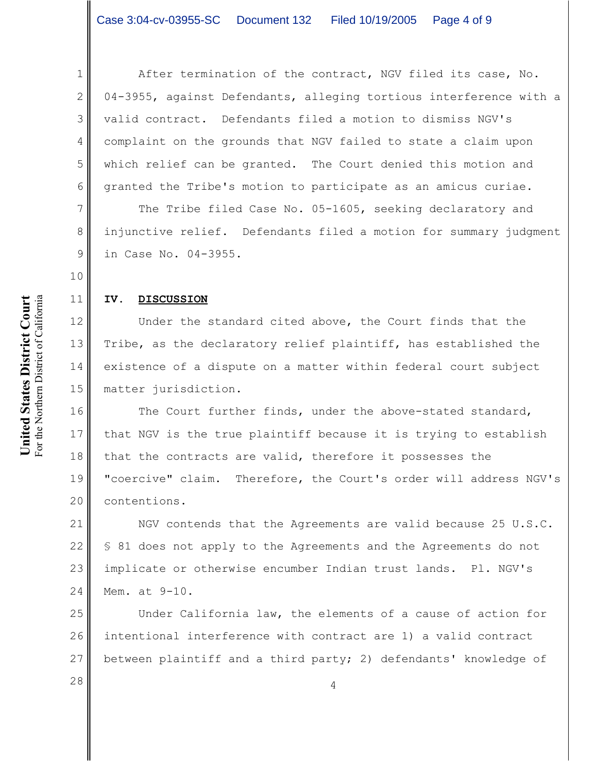After termination of the contract, NGV filed its case, No. 04-3955, against Defendants, alleging tortious interference with a valid contract. Defendants filed a motion to dismiss NGV's complaint on the grounds that NGV failed to state a claim upon which relief can be granted. The Court denied this motion and granted the Tribe's motion to participate as an amicus curiae.

The Tribe filed Case No. 05-1605, seeking declaratory and injunctive relief. Defendants filed a motion for summary judgment in Case No. 04-3955.

## IV. DISCUSSION

Under the standard cited above, the Court finds that the Tribe, as the declaratory relief plaintiff, has established the existence of a dispute on a matter within federal court subject matter jurisdiction.

The Court further finds, under the above-stated standard, that NGV is the true plaintiff because it is trying to establish that the contracts are valid, therefore it possesses the "coercive" claim. Therefore, the Court's order will address NGV's contentions.

NGV contends that the Agreements are valid because 25 U.S.C. § 81 does not apply to the Agreements and the Agreements do not implicate or otherwise encumber Indian trust lands. Pl. NGV's Mem. at 9-10.

Under California law, the elements of a cause of action for intentional interference with contract are 1) a valid contract between plaintiff and a third party; 2) defendants' knowledge of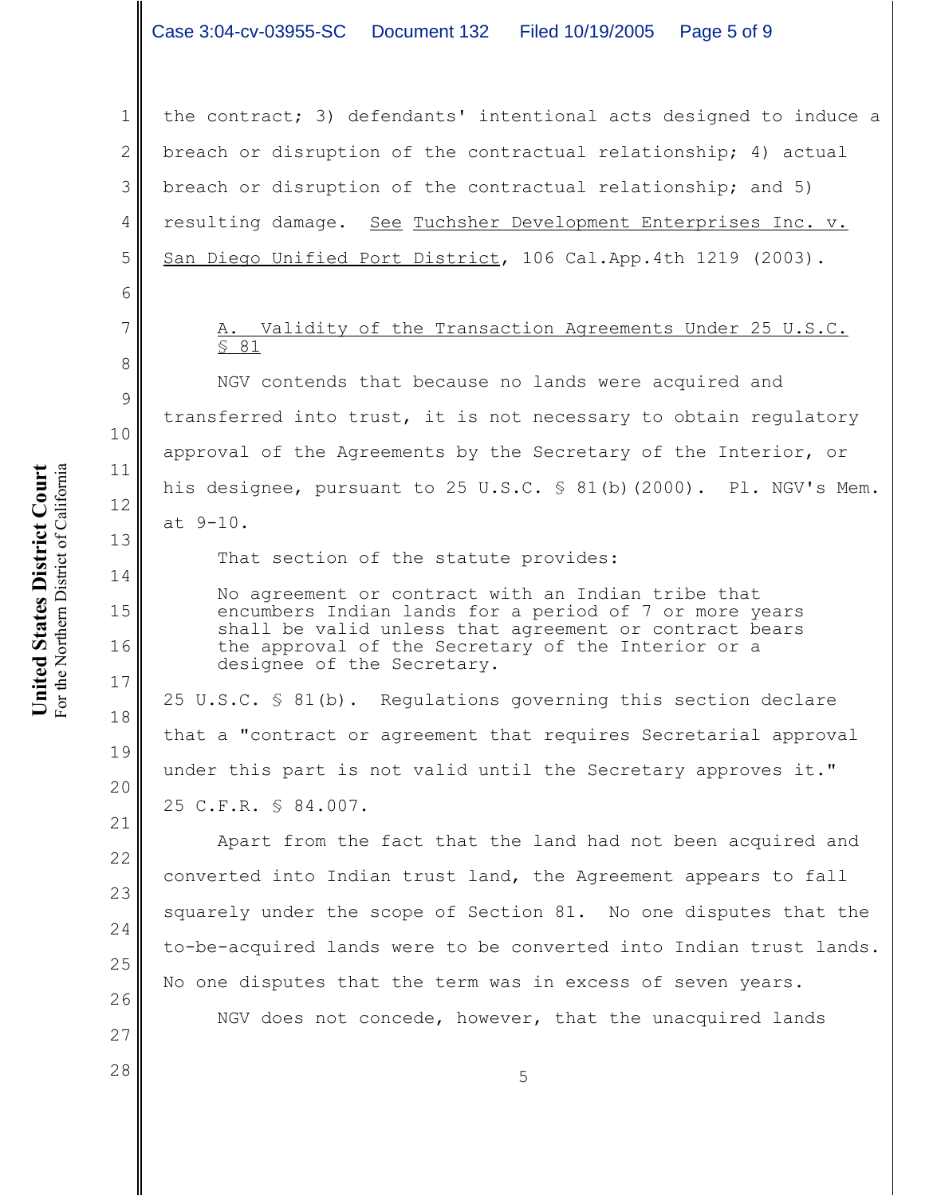the contract; 3) defendants' intentional acts designed to induce a breach or disruption of the contractual relationship; 4) actual breach or disruption of the contractual relationship; and 5) resulting damage. See Tuchsher Development Enterprises Inc. v. San Diego Unified Port District, 106 Cal.App.4th 1219 (2003).

### A. Validity of the Transaction Agreements Under 25 U.S.C. § 81

NGV contends that because no lands were acquired and transferred into trust, it is not necessary to obtain regulatory approval of the Agreements by the Secretary of the Interior, or his designee, pursuant to 25 U.S.C. § 81(b)(2000). Pl. NGV's Mem. at 9-10.

That section of the statute provides:

> No agreement or contract with an Indian tribe that encumbers Indian lands for a period of 7 or more years shall be valid unless that agreement or contract bears the approval of the Secretary of the Interior or a designee of the Secretary.

25 U.S.C. § 81(b). Regulations governing this section declare that a "contract or agreement that requires Secretarial approval under this part is not valid until the Secretary approves it." 25 C.F.R. § 84.007.

Apart from the fact that the land had not been acquired and converted into Indian trust land, the Agreement appears to fall squarely under the scope of Section 81. No one disputes that the to-be-acquired lands were to be converted into Indian trust lands. No one disputes that the term was in excess of seven years.

NGV does not concede, however, that the unacquired lands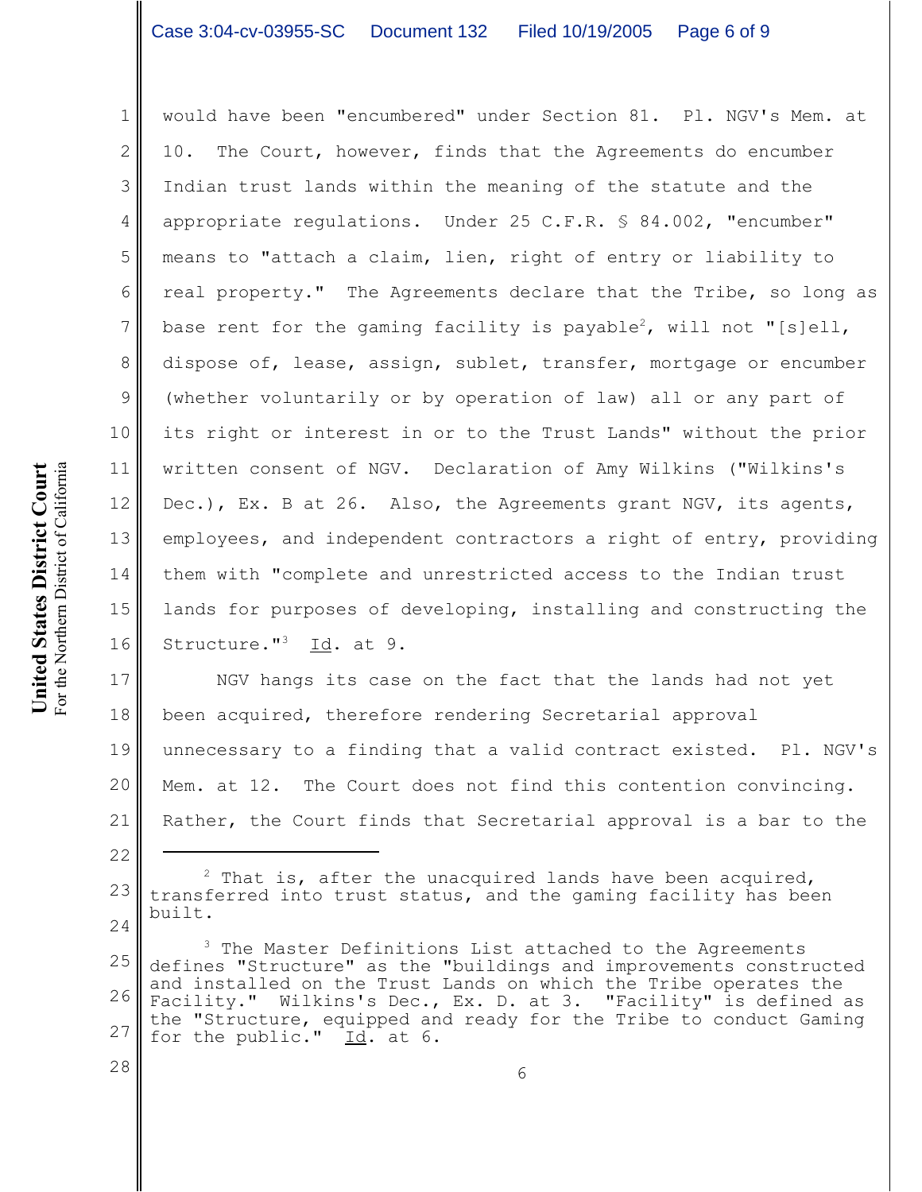would have been "encumbered" under Section 81. Pl. NGV's Mem. at 10. The Court, however, finds that the Agreements do encumber Indian trust lands within the meaning of the statute and the appropriate regulations. Under 25 C.F.R. § 84.002, "encumber" means to "attach a claim, lien, right of entry or liability to real property." The Agreements declare that the Tribe, so long as base rent for the gaming facility is payable[2], will not "[s]ell, dispose of, lease, assign, sublet, transfer, mortgage or encumber (whether voluntarily or by operation of law) all or any part of its right or interest in or to the Trust Lands" without the prior written consent of NGV. Declaration of Amy Wilkins ("Wilkins's Dec.), Ex. B at 26. Also, the Agreements grant NGV, its agents, employees, and independent contractors a right of entry, providing them with "complete and unrestricted access to the Indian trust lands for purposes of developing, installing and constructing the Structure."[3] Id. at 9.

NGV hangs its case on the fact that the lands had not yet been acquired, therefore rendering Secretarial approval unnecessary to a finding that a valid contract existed. Pl. NGV's Mem. at 12. The Court does not find this contention convincing. Rather, the Court finds that Secretarial approval is a bar to the

---

[2] That is, after the unacquired lands have been acquired, transferred into trust status, and the gaming facility has been built.

[3] The Master Definitions List attached to the Agreements defines "Structure" as the "buildings and improvements constructed and installed on the Trust Lands on which the Tribe operates the Facility." Wilkins's Dec., Ex. D. at 3. "Facility" is defined as the "Structure, equipped and ready for the Tribe to conduct Gaming for the public." Id. at 6.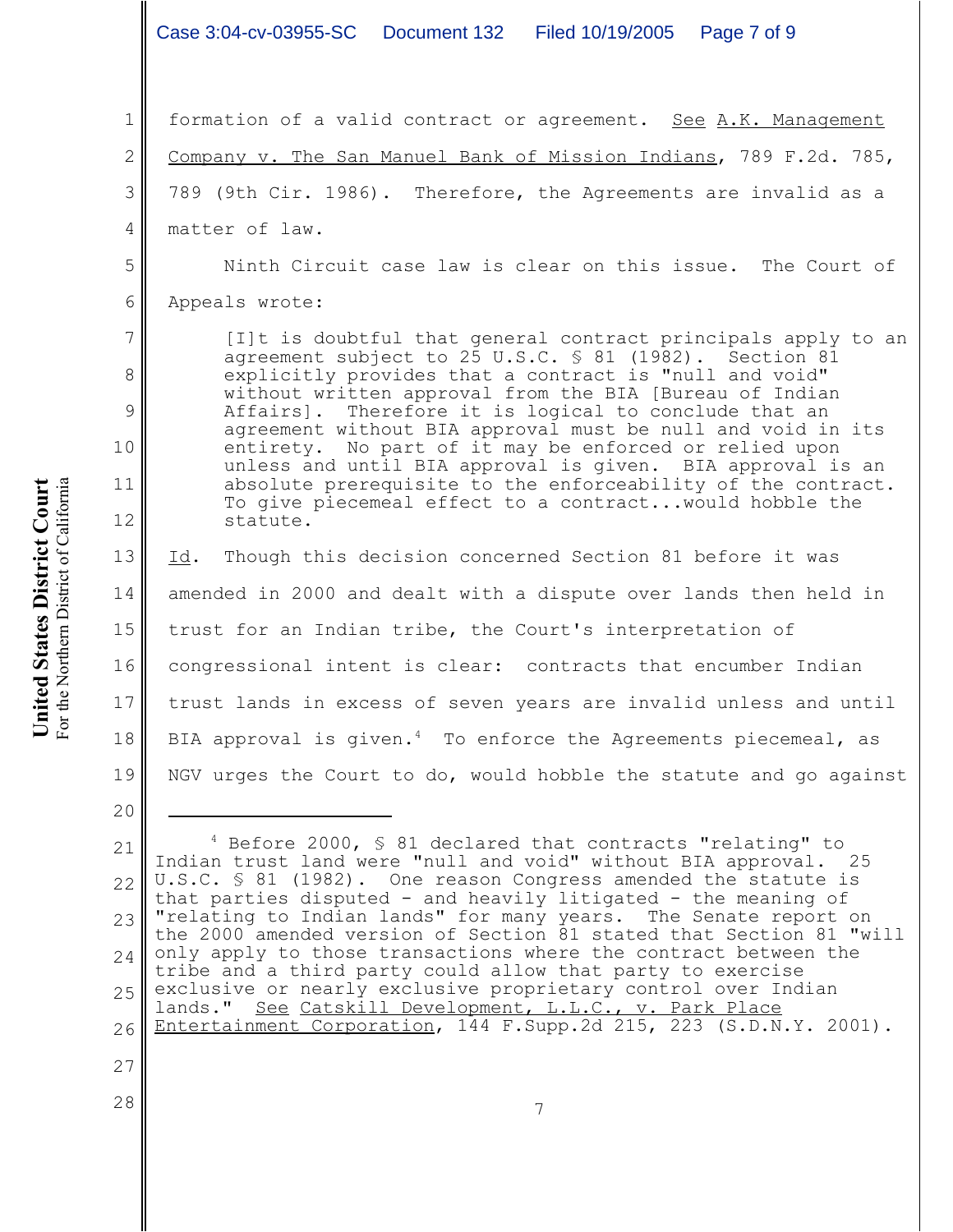formation of a valid contract or agreement. See A.K. Management Company v. The San Manuel Bank of Mission Indians, 789 F.2d. 785, 789 (9th Cir. 1986). Therefore, the Agreements are invalid as a matter of law.

Ninth Circuit case law is clear on this issue. The Court of Appeals wrote:

> [I]t is doubtful that general contract principals apply to an agreement subject to 25 U.S.C. § 81 (1982). Section 81 explicitly provides that a contract is "null and void" without written approval from the BIA [Bureau of Indian Affairs]. Therefore it is logical to conclude that an agreement without BIA approval must be null and void in its entirety. No part of it may be enforced or relied upon unless and until BIA approval is given. BIA approval is an absolute prerequisite to the enforceability of the contract. To give piecemeal effect to a contract...would hobble the statute.

Id. Though this decision concerned Section 81 before it was amended in 2000 and dealt with a dispute over lands then held in trust for an Indian tribe, the Court's interpretation of congressional intent is clear: contracts that encumber Indian trust lands in excess of seven years are invalid unless and until BIA approval is given.[4] To enforce the Agreements piecemeal, as NGV urges the Court to do, would hobble the statute and go against

---

[4] Before 2000, § 81 declared that contracts "relating" to Indian trust land were "null and void" without BIA approval. 25 U.S.C. § 81 (1982). One reason Congress amended the statute is that parties disputed - and heavily litigated - the meaning of "relating to Indian lands" for many years. The Senate report on the 2000 amended version of Section 81 stated that Section 81 "will only apply to those transactions where the contract between the tribe and a third party could allow that party to exercise exclusive or nearly exclusive proprietary control over Indian lands." See Catskill Development, L.L.C., v. Park Place Entertainment Corporation, 144 F.Supp.2d 215, 223 (S.D.N.Y. 2001).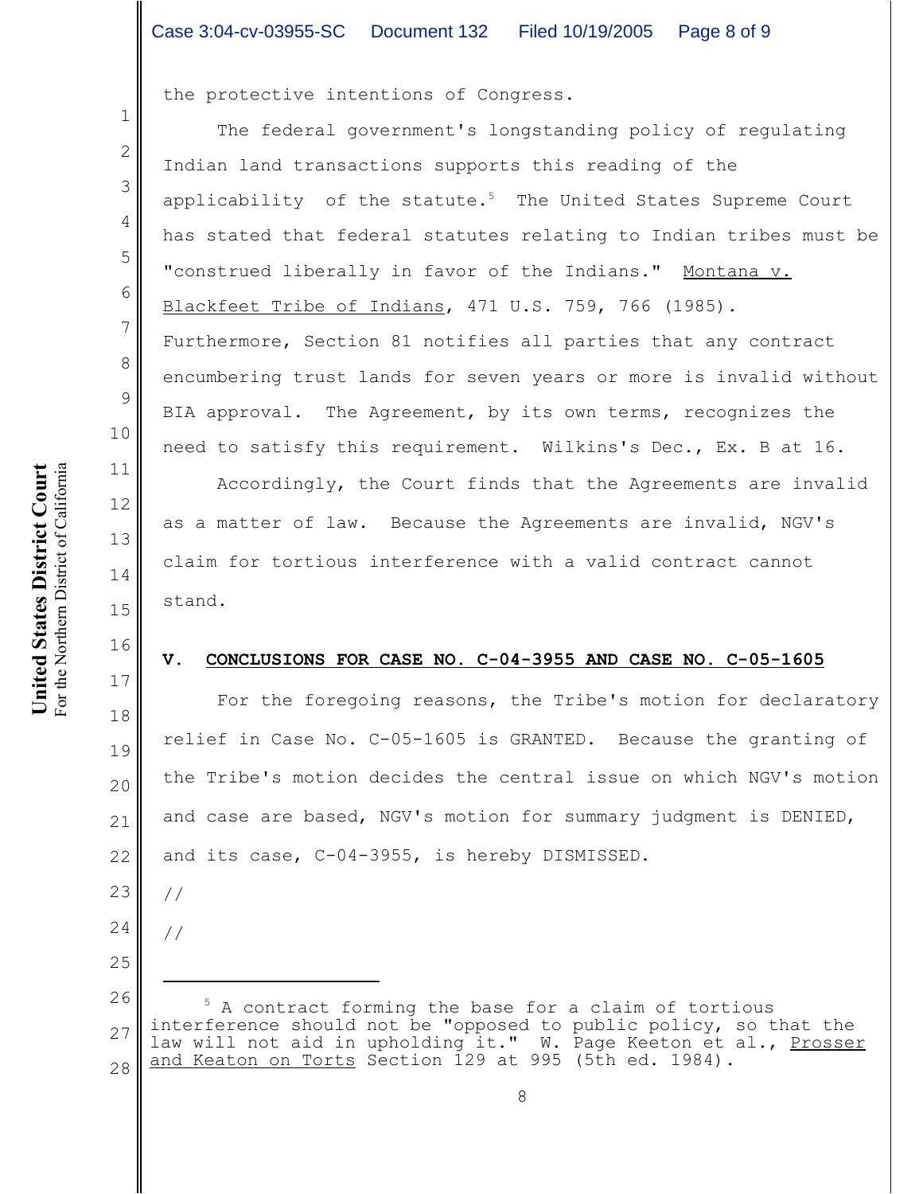the protective intentions of Congress.

The federal government's longstanding policy of regulating Indian land transactions supports this reading of the applicability of the statute.[5] The United States Supreme Court has stated that federal statutes relating to Indian tribes must be "construed liberally in favor of the Indians." Montana v. Blackfeet Tribe of Indians, 471 U.S. 759, 766 (1985). Furthermore, Section 81 notifies all parties that any contract encumbering trust lands for seven years or more is invalid without BIA approval. The Agreement, by its own terms, recognizes the need to satisfy this requirement. Wilkins's Dec., Ex. B at 16.

Accordingly, the Court finds that the Agreements are invalid as a matter of law. Because the Agreements are invalid, NGV's claim for tortious interference with a valid contract cannot stand.

## V. CONCLUSIONS FOR CASE NO. C-04-3955 AND CASE NO. C-05-1605

For the foregoing reasons, the Tribe's motion for declaratory relief in Case No. C-05-1605 is GRANTED. Because the granting of the Tribe's motion decides the central issue on which NGV's motion and case are based, NGV's motion for summary judgment is DENIED, and its case, C-04-3955, is hereby DISMISSED.

//

//

---

[5] A contract forming the base for a claim of tortious interference should not be "opposed to public policy, so that the law will not aid in upholding it." W. Page Keeton et al., Prosser and Keaton on Torts Section 129 at 995 (5th ed. 1984).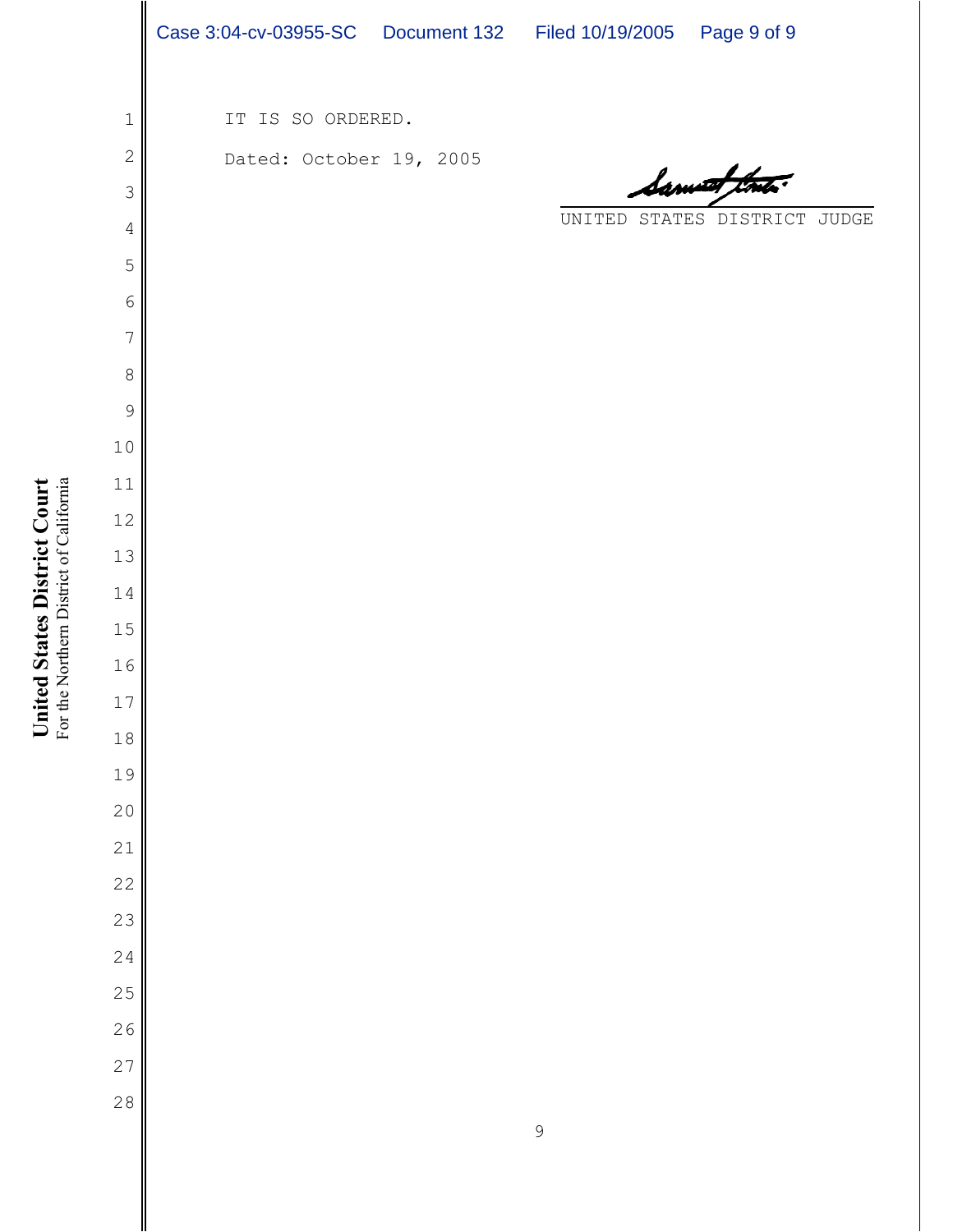IT IS SO ORDERED.

Dated: October 19, 2005

UNITED STATES DISTRICT JUDGE